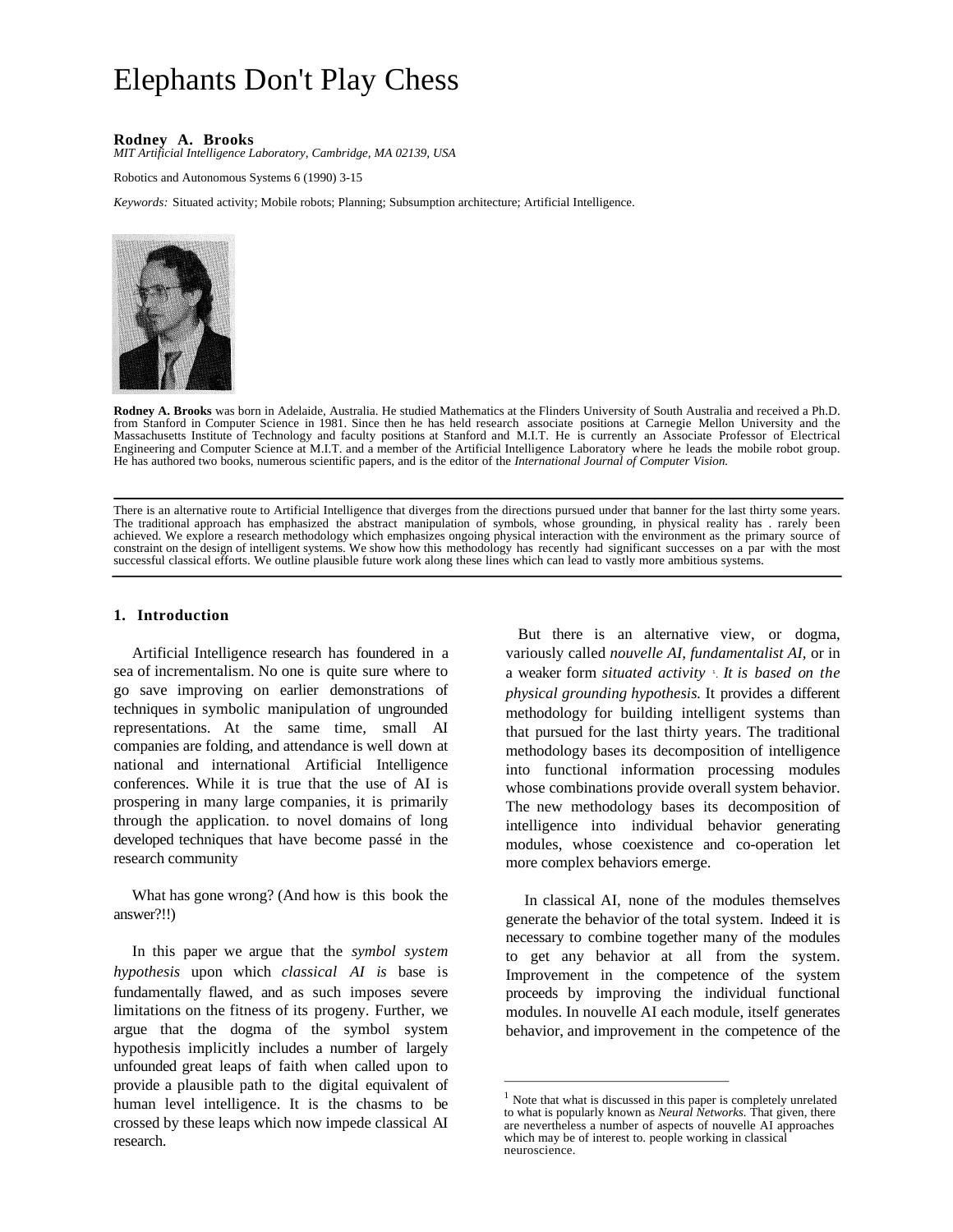# Elephants Don't Play Chess

**Rodney A. Brooks**
*MIT Artificial Intelligence Laboratory, Cambridge, MA 02139, USA*

Robotics and Autonomous Systems 6 (1990) 3-15

*Keywords:* Situated activity; Mobile robots; Planning; Subsumption architecture; Artificial Intelligence.

**Rodney A. Brooks** was born in Adelaide, Australia. He studied Mathematics at the Flinders University of South Australia and received a Ph.D. from Stanford in Computer Science in 1981. Since then he has held research associate positions at Carnegie Mellon University and the Massachusetts Institute of Technology and faculty positions at Stanford and M.I.T. He is currently an Associate Professor of Electrical Engineering and Computer Science at M.I.T. and a member of the Artificial Intelligence Laboratory where he leads the mobile robot group. He has authored two books, numerous scientific papers, and is the editor of the *International Journal of Computer Vision.*

---

There is an alternative route to Artificial Intelligence that diverges from the directions pursued under that banner for the last thirty some years. The traditional approach has emphasized the abstract manipulation of symbols, whose grounding, in physical reality has . rarely been achieved. We explore a research methodology which emphasizes ongoing physical interaction with the environment as the primary source of constraint on the design of intelligent systems. We show how this methodology has recently had significant successes on a par with the most successful classical efforts. We outline plausible future work along these lines which can lead to vastly more ambitious systems.

---

## 1. Introduction

Artificial Intelligence research has foundered in a sea of incrementalism. No one is quite sure where to go save improving on earlier demonstrations of techniques in symbolic manipulation of ungrounded representations. At the same time, small AI companies are folding, and attendance is well down at national and international Artificial Intelligence conferences. While it is true that the use of AI is prospering in many large companies, it is primarily through the application. to novel domains of long developed techniques that have become passé in the research community

What has gone wrong? (And how is this book the answer?!!)

In this paper we argue that the *symbol system hypothesis* upon which *classical AI is* base is fundamentally flawed, and as such imposes severe limitations on the fitness of its progeny. Further, we argue that the dogma of the symbol system hypothesis implicitly includes a number of largely unfounded great leaps of faith when called upon to provide a plausible path to the digital equivalent of human level intelligence. It is the chasms to be crossed by these leaps which now impede classical AI research.

But there is an alternative view, or dogma, variously called *nouvelle AI, fundamentalist AI,* or in a weaker form *situated activity* [1]. *It is based on the physical grounding hypothesis.* It provides a different methodology for building intelligent systems than that pursued for the last thirty years. The traditional methodology bases its decomposition of intelligence into functional information processing modules whose combinations provide overall system behavior. The new methodology bases its decomposition of intelligence into individual behavior generating modules, whose coexistence and co-operation let more complex behaviors emerge.

In classical AI, none of the modules themselves generate the behavior of the total system. Indeed it is necessary to combine together many of the modules to get any behavior at all from the system. Improvement in the competence of the system proceeds by improving the individual functional modules. In nouvelle AI each module, itself generates behavior, and improvement in the competence of the

---

[1] Note that what is discussed in this paper is completely unrelated to what is popularly known as *Neural Networks.* That given, there are nevertheless a number of aspects of nouvelle AI approaches which may be of interest to. people working in classical neuroscience.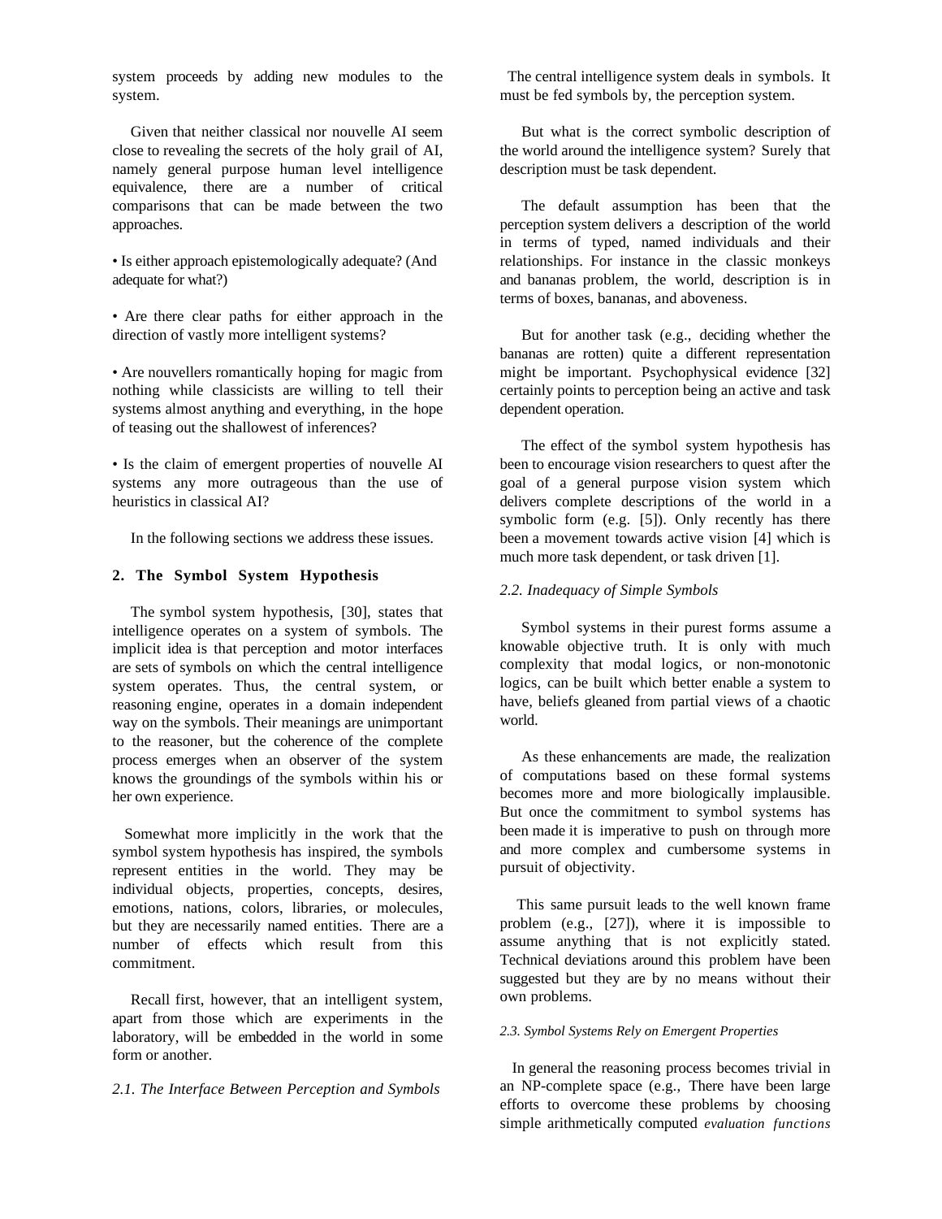system proceeds by adding new modules to the system.

Given that neither classical nor nouvelle AI seem close to revealing the secrets of the holy grail of AI, namely general purpose human level intelligence equivalence, there are a number of critical comparisons that can be made between the two approaches.

- Is either approach epistemologically adequate? (And adequate for what?)
- Are there clear paths for either approach in the direction of vastly more intelligent systems?
- Are nouvellers romantically hoping for magic from nothing while classicists are willing to tell their systems almost anything and everything, in the hope of teasing out the shallowest of inferences?
- Is the claim of emergent properties of nouvelle AI systems any more outrageous than the use of heuristics in classical AI?

In the following sections we address these issues.

## 2. The Symbol System Hypothesis

The symbol system hypothesis, [30], states that intelligence operates on a system of symbols. The implicit idea is that perception and motor interfaces are sets of symbols on which the central intelligence system operates. Thus, the central system, or reasoning engine, operates in a domain independent way on the symbols. Their meanings are unimportant to the reasoner, but the coherence of the complete process emerges when an observer of the system knows the groundings of the symbols within his or her own experience.

Somewhat more implicitly in the work that the symbol system hypothesis has inspired, the symbols represent entities in the world. They may be individual objects, properties, concepts, desires, emotions, nations, colors, libraries, or molecules, but they are necessarily named entities. There are a number of effects which result from this commitment.

Recall first, however, that an intelligent system, apart from those which are experiments in the laboratory, will be embedded in the world in some form or another.

### *2.1. The Interface Between Perception and Symbols*

The central intelligence system deals in symbols. It must be fed symbols by, the perception system.

But what is the correct symbolic description of the world around the intelligence system? Surely that description must be task dependent.

The default assumption has been that the perception system delivers a description of the world in terms of typed, named individuals and their relationships. For instance in the classic monkeys and bananas problem, the world, description is in terms of boxes, bananas, and aboveness.

But for another task (e.g., deciding whether the bananas are rotten) quite a different representation might be important. Psychophysical evidence [32] certainly points to perception being an active and task dependent operation.

The effect of the symbol system hypothesis has been to encourage vision researchers to quest after the goal of a general purpose vision system which delivers complete descriptions of the world in a symbolic form (e.g. [5]). Only recently has there been a movement towards active vision [4] which is much more task dependent, or task driven [1].

### *2.2. Inadequacy of Simple Symbols*

Symbol systems in their purest forms assume a knowable objective truth. It is only with much complexity that modal logics, or non-monotonic logics, can be built which better enable a system to have, beliefs gleaned from partial views of a chaotic world.

As these enhancements are made, the realization of computations based on these formal systems becomes more and more biologically implausible. But once the commitment to symbol systems has been made it is imperative to push on through more and more complex and cumbersome systems in pursuit of objectivity.

This same pursuit leads to the well known frame problem (e.g., [27]), where it is impossible to assume anything that is not explicitly stated. Technical deviations around this problem have been suggested but they are by no means without their own problems.

### *2.3. Symbol Systems Rely on Emergent Properties*

In general the reasoning process becomes trivial in an NP-complete space (e.g., There have been large efforts to overcome these problems by choosing simple arithmetically computed *evaluation functions*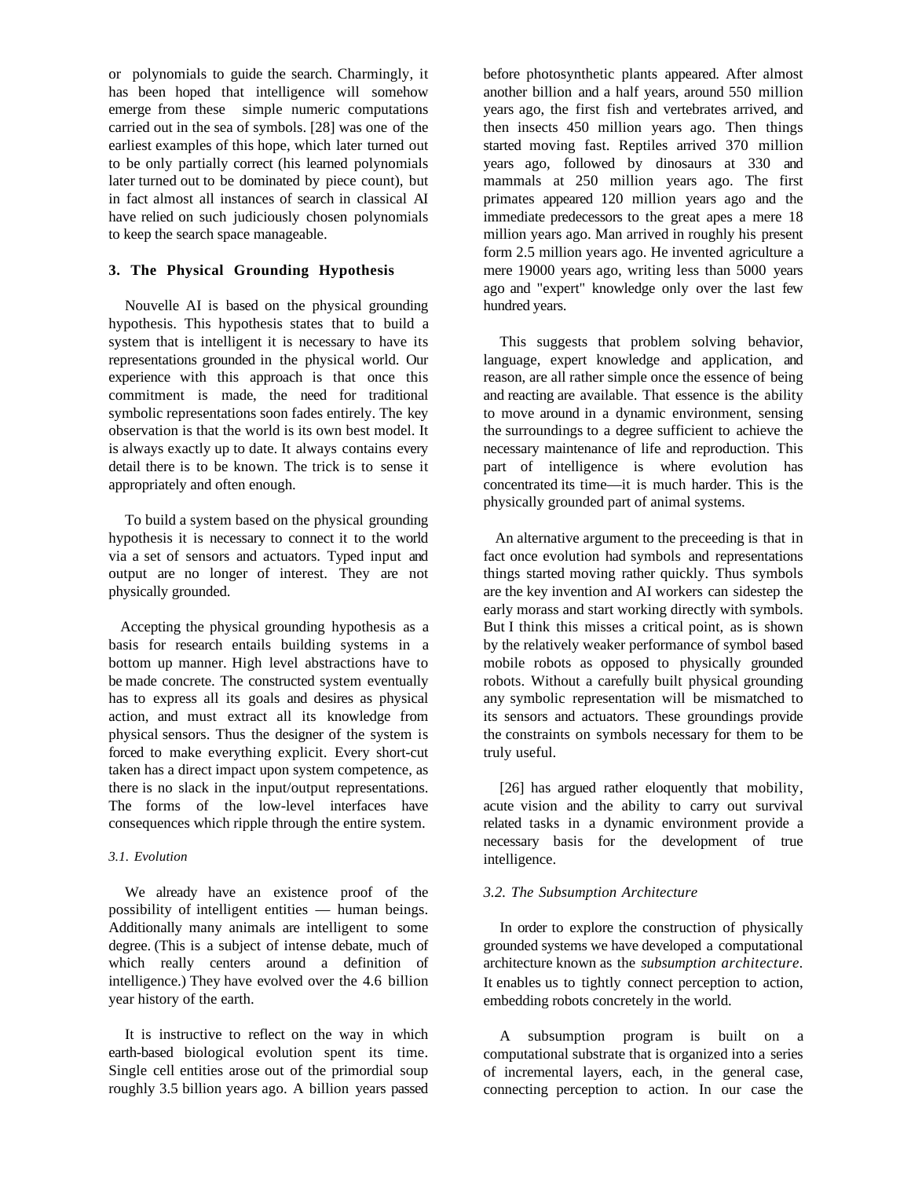or polynomials to guide the search. Charmingly, it has been hoped that intelligence will somehow emerge from these simple numeric computations carried out in the sea of symbols. [28] was one of the earliest examples of this hope, which later turned out to be only partially correct (his learned polynomials later turned out to be dominated by piece count), but in fact almost all instances of search in classical AI have relied on such judiciously chosen polynomials to keep the search space manageable.

## 3. The Physical Grounding Hypothesis

Nouvelle AI is based on the physical grounding hypothesis. This hypothesis states that to build a system that is intelligent it is necessary to have its representations grounded in the physical world. Our experience with this approach is that once this commitment is made, the need for traditional symbolic representations soon fades entirely. The key observation is that the world is its own best model. It is always exactly up to date. It always contains every detail there is to be known. The trick is to sense it appropriately and often enough.

To build a system based on the physical grounding hypothesis it is necessary to connect it to the world via a set of sensors and actuators. Typed input and output are no longer of interest. They are not physically grounded.

Accepting the physical grounding hypothesis as a basis for research entails building systems in a bottom up manner. High level abstractions have to be made concrete. The constructed system eventually has to express all its goals and desires as physical action, and must extract all its knowledge from physical sensors. Thus the designer of the system is forced to make everything explicit. Every short-cut taken has a direct impact upon system competence, as there is no slack in the input/output representations. The forms of the low-level interfaces have consequences which ripple through the entire system.

### *3.1. Evolution*

We already have an existence proof of the possibility of intelligent entities — human beings. Additionally many animals are intelligent to some degree. (This is a subject of intense debate, much of which really centers around a definition of intelligence.) They have evolved over the 4.6 billion year history of the earth.

It is instructive to reflect on the way in which earth-based biological evolution spent its time. Single cell entities arose out of the primordial soup roughly 3.5 billion years ago. A billion years passed before photosynthetic plants appeared. After almost another billion and a half years, around 550 million years ago, the first fish and vertebrates arrived, and then insects 450 million years ago. Then things started moving fast. Reptiles arrived 370 million years ago, followed by dinosaurs at 330 and mammals at 250 million years ago. The first primates appeared 120 million years ago and the immediate predecessors to the great apes a mere 18 million years ago. Man arrived in roughly his present form 2.5 million years ago. He invented agriculture a mere 19000 years ago, writing less than 5000 years ago and "expert" knowledge only over the last few hundred years.

This suggests that problem solving behavior, language, expert knowledge and application, and reason, are all rather simple once the essence of being and reacting are available. That essence is the ability to move around in a dynamic environment, sensing the surroundings to a degree sufficient to achieve the necessary maintenance of life and reproduction. This part of intelligence is where evolution has concentrated its time—it is much harder. This is the physically grounded part of animal systems.

An alternative argument to the preceeding is that in fact once evolution had symbols and representations things started moving rather quickly. Thus symbols are the key invention and AI workers can sidestep the early morass and start working directly with symbols. But I think this misses a critical point, as is shown by the relatively weaker performance of symbol based mobile robots as opposed to physically grounded robots. Without a carefully built physical grounding any symbolic representation will be mismatched to its sensors and actuators. These groundings provide the constraints on symbols necessary for them to be truly useful.

[26] has argued rather eloquently that mobility, acute vision and the ability to carry out survival related tasks in a dynamic environment provide a necessary basis for the development of true intelligence.

### *3.2. The Subsumption Architecture*

In order to explore the construction of physically grounded systems we have developed a computational architecture known as the *subsumption architecture*. It enables us to tightly connect perception to action, embedding robots concretely in the world.

A subsumption program is built on a computational substrate that is organized into a series of incremental layers, each, in the general case, connecting perception to action. In our case the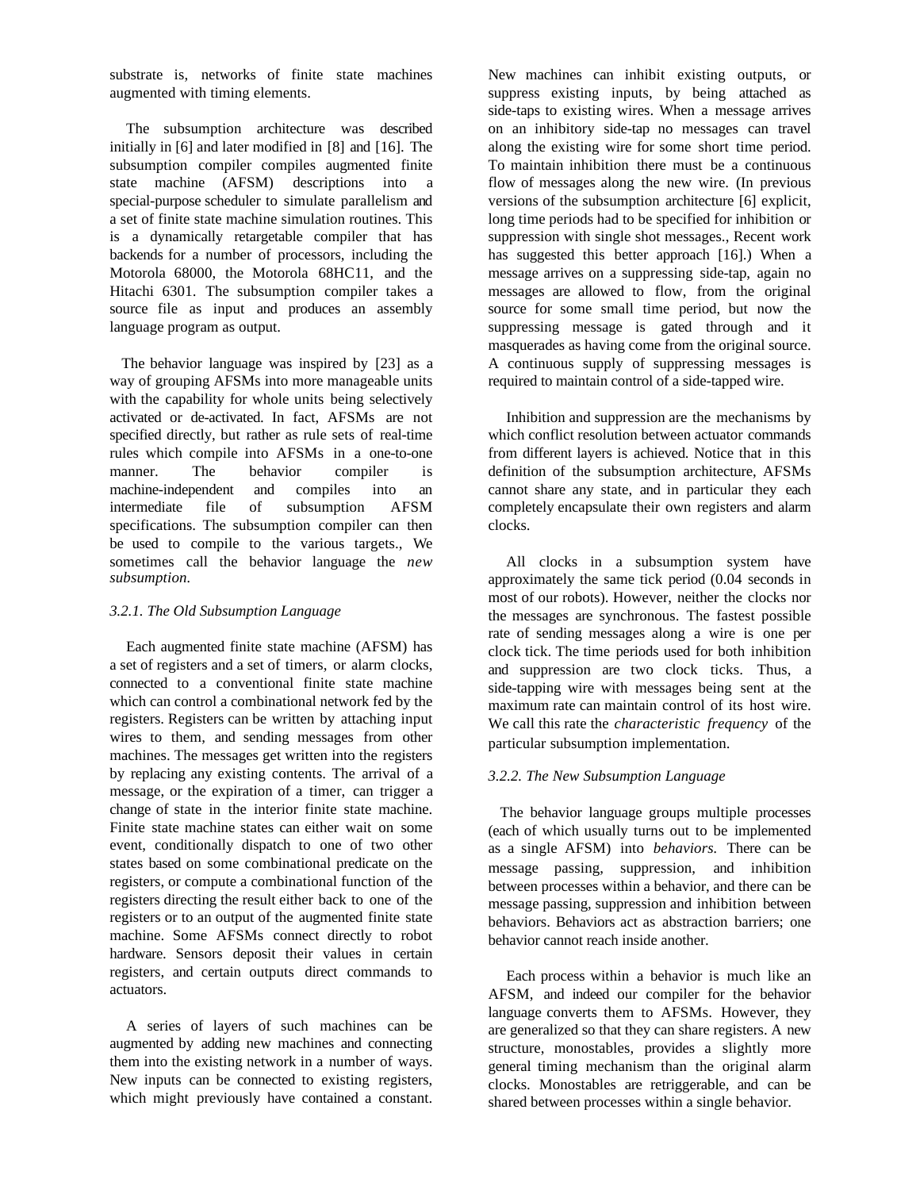substrate is, networks of finite state machines augmented with timing elements.

The subsumption architecture was described initially in [6] and later modified in [8] and [16]. The subsumption compiler compiles augmented finite state machine (AFSM) descriptions into a special-purpose scheduler to simulate parallelism and a set of finite state machine simulation routines. This is a dynamically retargetable compiler that has backends for a number of processors, including the Motorola 68000, the Motorola 68HC11, and the Hitachi 6301. The subsumption compiler takes a source file as input and produces an assembly language program as output.

The behavior language was inspired by [23] as a way of grouping AFSMs into more manageable units with the capability for whole units being selectively activated or de-activated. In fact, AFSMs are not specified directly, but rather as rule sets of real-time rules which compile into AFSMs in a one-to-one manner. The behavior compiler is machine-independent and compiles into an intermediate file of subsumption AFSM specifications. The subsumption compiler can then be used to compile to the various targets., We sometimes call the behavior language the *new subsumption*.

### 3.2.1. The Old Subsumption Language

Each augmented finite state machine (AFSM) has a set of registers and a set of timers, or alarm clocks, connected to a conventional finite state machine which can control a combinational network fed by the registers. Registers can be written by attaching input wires to them, and sending messages from other machines. The messages get written into the registers by replacing any existing contents. The arrival of a message, or the expiration of a timer, can trigger a change of state in the interior finite state machine. Finite state machine states can either wait on some event, conditionally dispatch to one of two other states based on some combinational predicate on the registers, or compute a combinational function of the registers directing the result either back to one of the registers or to an output of the augmented finite state machine. Some AFSMs connect directly to robot hardware. Sensors deposit their values in certain registers, and certain outputs direct commands to actuators.

A series of layers of such machines can be augmented by adding new machines and connecting them into the existing network in a number of ways. New inputs can be connected to existing registers, which might previously have contained a constant. New machines can inhibit existing outputs, or suppress existing inputs, by being attached as side-taps to existing wires. When a message arrives on an inhibitory side-tap no messages can travel along the existing wire for some short time period. To maintain inhibition there must be a continuous flow of messages along the new wire. (In previous versions of the subsumption architecture [6] explicit, long time periods had to be specified for inhibition or suppression with single shot messages., Recent work has suggested this better approach [16].) When a message arrives on a suppressing side-tap, again no messages are allowed to flow, from the original source for some small time period, but now the suppressing message is gated through and it masquerades as having come from the original source. A continuous supply of suppressing messages is required to maintain control of a side-tapped wire.

Inhibition and suppression are the mechanisms by which conflict resolution between actuator commands from different layers is achieved. Notice that in this definition of the subsumption architecture, AFSMs cannot share any state, and in particular they each completely encapsulate their own registers and alarm clocks.

All clocks in a subsumption system have approximately the same tick period (0.04 seconds in most of our robots). However, neither the clocks nor the messages are synchronous. The fastest possible rate of sending messages along a wire is one per clock tick. The time periods used for both inhibition and suppression are two clock ticks. Thus, a side-tapping wire with messages being sent at the maximum rate can maintain control of its host wire. We call this rate the *characteristic frequency* of the particular subsumption implementation.

### 3.2.2. The New Subsumption Language

The behavior language groups multiple processes (each of which usually turns out to be implemented as a single AFSM) into *behaviors*. There can be message passing, suppression, and inhibition between processes within a behavior, and there can be message passing, suppression and inhibition between behaviors. Behaviors act as abstraction barriers; one behavior cannot reach inside another.

Each process within a behavior is much like an AFSM, and indeed our compiler for the behavior language converts them to AFSMs. However, they are generalized so that they can share registers. A new structure, monostables, provides a slightly more general timing mechanism than the original alarm clocks. Monostables are retriggerable, and can be shared between processes within a single behavior.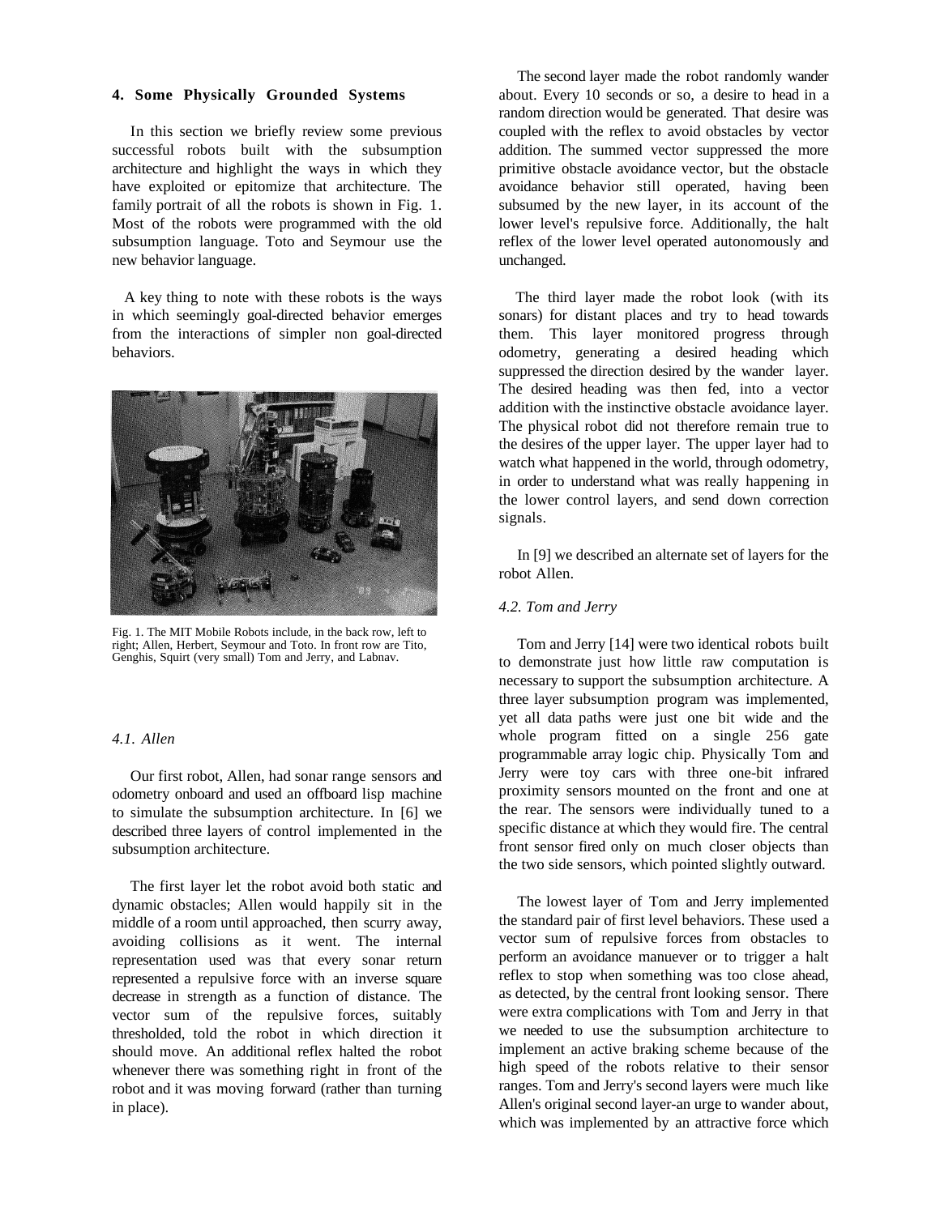## 4. Some Physically Grounded Systems

In this section we briefly review some previous successful robots built with the subsumption architecture and highlight the ways in which they have exploited or epitomize that architecture. The family portrait of all the robots is shown in Fig. 1. Most of the robots were programmed with the old subsumption language. Toto and Seymour use the new behavior language.

A key thing to note with these robots is the ways in which seemingly goal-directed behavior emerges from the interactions of simpler non goal-directed behaviors.

Fig. 1. The MIT Mobile Robots include, in the back row, left to right; Allen, Herbert, Seymour and Toto. In front row are Tito, Genghis, Squirt (very small) Tom and Jerry, and Labnav.

### 4.1. Allen

Our first robot, Allen, had sonar range sensors and odometry onboard and used an offboard lisp machine to simulate the subsumption architecture. In [6] we described three layers of control implemented in the subsumption architecture.

The first layer let the robot avoid both static and dynamic obstacles; Allen would happily sit in the middle of a room until approached, then scurry away, avoiding collisions as it went. The internal representation used was that every sonar return represented a repulsive force with an inverse square decrease in strength as a function of distance. The vector sum of the repulsive forces, suitably thresholded, told the robot in which direction it should move. An additional reflex halted the robot whenever there was something right in front of the robot and it was moving forward (rather than turning in place).

The second layer made the robot randomly wander about. Every 10 seconds or so, a desire to head in a random direction would be generated. That desire was coupled with the reflex to avoid obstacles by vector addition. The summed vector suppressed the more primitive obstacle avoidance vector, but the obstacle avoidance behavior still operated, having been subsumed by the new layer, in its account of the lower level's repulsive force. Additionally, the halt reflex of the lower level operated autonomously and unchanged.

The third layer made the robot look (with its sonars) for distant places and try to head towards them. This layer monitored progress through odometry, generating a desired heading which suppressed the direction desired by the wander layer. The desired heading was then fed, into a vector addition with the instinctive obstacle avoidance layer. The physical robot did not therefore remain true to the desires of the upper layer. The upper layer had to watch what happened in the world, through odometry, in order to understand what was really happening in the lower control layers, and send down correction signals.

In [9] we described an alternate set of layers for the robot Allen.

### 4.2. Tom and Jerry

Tom and Jerry [14] were two identical robots built to demonstrate just how little raw computation is necessary to support the subsumption architecture. A three layer subsumption program was implemented, yet all data paths were just one bit wide and the whole program fitted on a single 256 gate programmable array logic chip. Physically Tom and Jerry were toy cars with three one-bit infrared proximity sensors mounted on the front and one at the rear. The sensors were individually tuned to a specific distance at which they would fire. The central front sensor fired only on much closer objects than the two side sensors, which pointed slightly outward.

The lowest layer of Tom and Jerry implemented the standard pair of first level behaviors. These used a vector sum of repulsive forces from obstacles to perform an avoidance manuever or to trigger a halt reflex to stop when something was too close ahead, as detected, by the central front looking sensor. There were extra complications with Tom and Jerry in that we needed to use the subsumption architecture to implement an active braking scheme because of the high speed of the robots relative to their sensor ranges. Tom and Jerry's second layers were much like Allen's original second layer-an urge to wander about, which was implemented by an attractive force which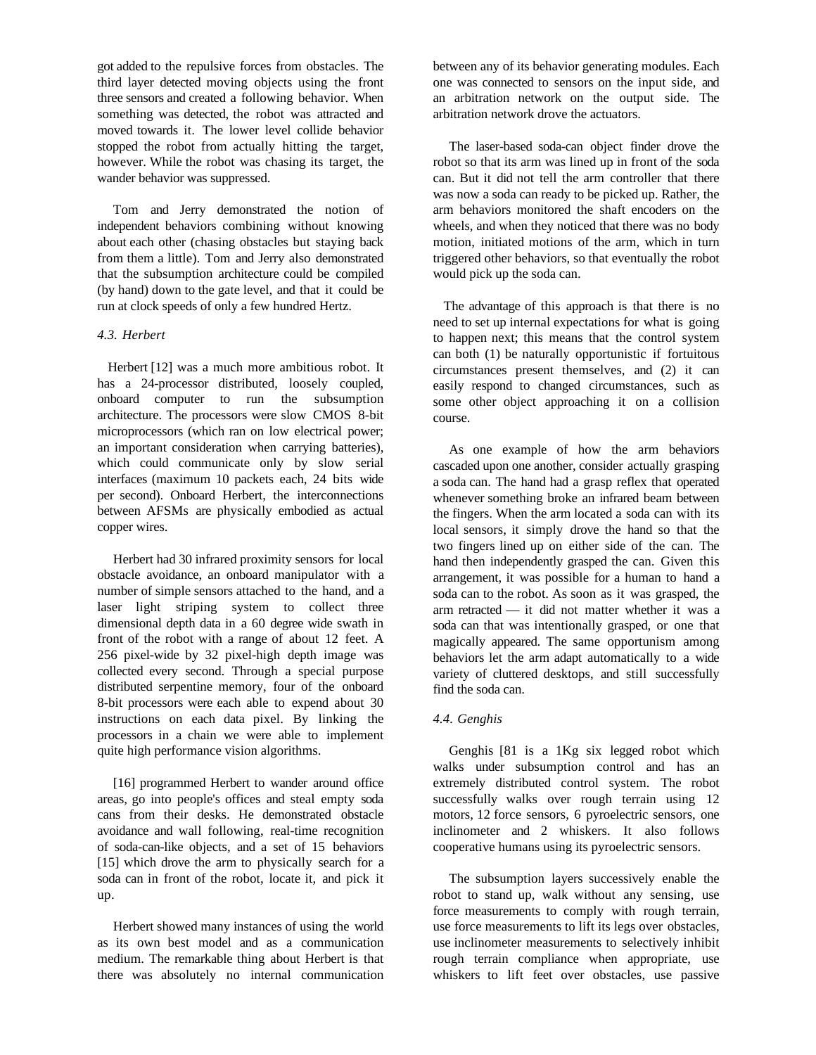got added to the repulsive forces from obstacles. The third layer detected moving objects using the front three sensors and created a following behavior. When something was detected, the robot was attracted and moved towards it. The lower level collide behavior stopped the robot from actually hitting the target, however. While the robot was chasing its target, the wander behavior was suppressed.

Tom and Jerry demonstrated the notion of independent behaviors combining without knowing about each other (chasing obstacles but staying back from them a little). Tom and Jerry also demonstrated that the subsumption architecture could be compiled (by hand) down to the gate level, and that it could be run at clock speeds of only a few hundred Hertz.

### *4.3. Herbert*

Herbert [12] was a much more ambitious robot. It has a 24-processor distributed, loosely coupled, onboard computer to run the subsumption architecture. The processors were slow CMOS 8-bit microprocessors (which ran on low electrical power; an important consideration when carrying batteries), which could communicate only by slow serial interfaces (maximum 10 packets each, 24 bits wide per second). Onboard Herbert, the interconnections between AFSMs are physically embodied as actual copper wires.

Herbert had 30 infrared proximity sensors for local obstacle avoidance, an onboard manipulator with a number of simple sensors attached to the hand, and a laser light striping system to collect three dimensional depth data in a 60 degree wide swath in front of the robot with a range of about 12 feet. A 256 pixel-wide by 32 pixel-high depth image was collected every second. Through a special purpose distributed serpentine memory, four of the onboard 8-bit processors were each able to expend about 30 instructions on each data pixel. By linking the processors in a chain we were able to implement quite high performance vision algorithms.

[16] programmed Herbert to wander around office areas, go into people's offices and steal empty soda cans from their desks. He demonstrated obstacle avoidance and wall following, real-time recognition of soda-can-like objects, and a set of 15 behaviors [15] which drove the arm to physically search for a soda can in front of the robot, locate it, and pick it up.

Herbert showed many instances of using the world as its own best model and as a communication medium. The remarkable thing about Herbert is that there was absolutely no internal communication between any of its behavior generating modules. Each one was connected to sensors on the input side, and an arbitration network on the output side. The arbitration network drove the actuators.

The laser-based soda-can object finder drove the robot so that its arm was lined up in front of the soda can. But it did not tell the arm controller that there was now a soda can ready to be picked up. Rather, the arm behaviors monitored the shaft encoders on the wheels, and when they noticed that there was no body motion, initiated motions of the arm, which in turn triggered other behaviors, so that eventually the robot would pick up the soda can.

The advantage of this approach is that there is no need to set up internal expectations for what is going to happen next; this means that the control system can both (1) be naturally opportunistic if fortuitous circumstances present themselves, and (2) it can easily respond to changed circumstances, such as some other object approaching it on a collision course.

As one example of how the arm behaviors cascaded upon one another, consider actually grasping a soda can. The hand had a grasp reflex that operated whenever something broke an infrared beam between the fingers. When the arm located a soda can with its local sensors, it simply drove the hand so that the two fingers lined up on either side of the can. The hand then independently grasped the can. Given this arrangement, it was possible for a human to hand a soda can to the robot. As soon as it was grasped, the arm retracted — it did not matter whether it was a soda can that was intentionally grasped, or one that magically appeared. The same opportunism among behaviors let the arm adapt automatically to a wide variety of cluttered desktops, and still successfully find the soda can.

### *4.4. Genghis*

Genghis [81 is a 1Kg six legged robot which walks under subsumption control and has an extremely distributed control system. The robot successfully walks over rough terrain using 12 motors, 12 force sensors, 6 pyroelectric sensors, one inclinometer and 2 whiskers. It also follows cooperative humans using its pyroelectric sensors.

The subsumption layers successively enable the robot to stand up, walk without any sensing, use force measurements to comply with rough terrain, use force measurements to lift its legs over obstacles, use inclinometer measurements to selectively inhibit rough terrain compliance when appropriate, use whiskers to lift feet over obstacles, use passive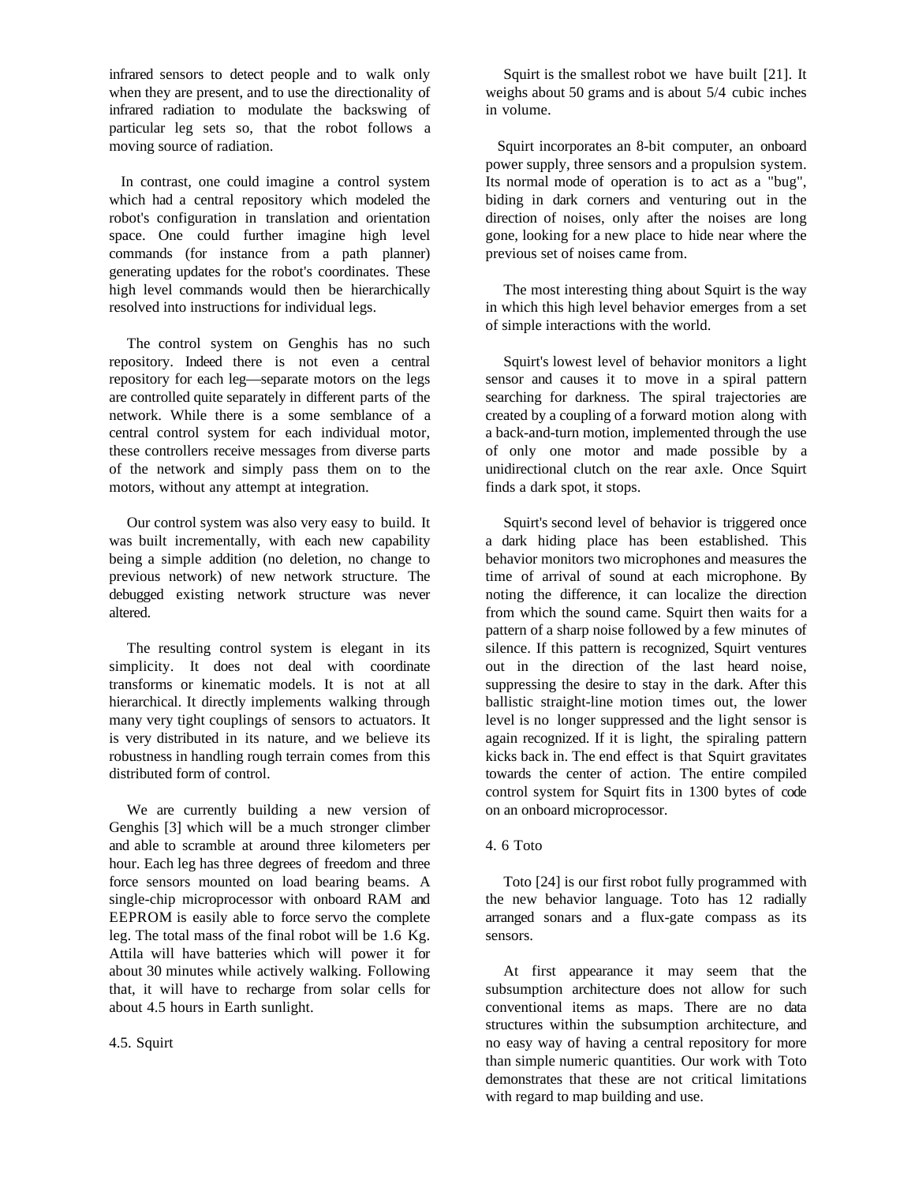infrared sensors to detect people and to walk only when they are present, and to use the directionality of infrared radiation to modulate the backswing of particular leg sets so, that the robot follows a moving source of radiation.

In contrast, one could imagine a control system which had a central repository which modeled the robot's configuration in translation and orientation space. One could further imagine high level commands (for instance from a path planner) generating updates for the robot's coordinates. These high level commands would then be hierarchically resolved into instructions for individual legs.

The control system on Genghis has no such repository. Indeed there is not even a central repository for each leg—separate motors on the legs are controlled quite separately in different parts of the network. While there is a some semblance of a central control system for each individual motor, these controllers receive messages from diverse parts of the network and simply pass them on to the motors, without any attempt at integration.

Our control system was also very easy to build. It was built incrementally, with each new capability being a simple addition (no deletion, no change to previous network) of new network structure. The debugged existing network structure was never altered.

The resulting control system is elegant in its simplicity. It does not deal with coordinate transforms or kinematic models. It is not at all hierarchical. It directly implements walking through many very tight couplings of sensors to actuators. It is very distributed in its nature, and we believe its robustness in handling rough terrain comes from this distributed form of control.

We are currently building a new version of Genghis [3] which will be a much stronger climber and able to scramble at around three kilometers per hour. Each leg has three degrees of freedom and three force sensors mounted on load bearing beams. A single-chip microprocessor with onboard RAM and EEPROM is easily able to force servo the complete leg. The total mass of the final robot will be 1.6 Kg. Attila will have batteries which will power it for about 30 minutes while actively walking. Following that, it will have to recharge from solar cells for about 4.5 hours in Earth sunlight.

### 4.5. Squirt

Squirt is the smallest robot we have built [21]. It weighs about 50 grams and is about 5/4 cubic inches in volume.

Squirt incorporates an 8-bit computer, an onboard power supply, three sensors and a propulsion system. Its normal mode of operation is to act as a "bug", biding in dark corners and venturing out in the direction of noises, only after the noises are long gone, looking for a new place to hide near where the previous set of noises came from.

The most interesting thing about Squirt is the way in which this high level behavior emerges from a set of simple interactions with the world.

Squirt's lowest level of behavior monitors a light sensor and causes it to move in a spiral pattern searching for darkness. The spiral trajectories are created by a coupling of a forward motion along with a back-and-turn motion, implemented through the use of only one motor and made possible by a unidirectional clutch on the rear axle. Once Squirt finds a dark spot, it stops.

Squirt's second level of behavior is triggered once a dark hiding place has been established. This behavior monitors two microphones and measures the time of arrival of sound at each microphone. By noting the difference, it can localize the direction from which the sound came. Squirt then waits for a pattern of a sharp noise followed by a few minutes of silence. If this pattern is recognized, Squirt ventures out in the direction of the last heard noise, suppressing the desire to stay in the dark. After this ballistic straight-line motion times out, the lower level is no longer suppressed and the light sensor is again recognized. If it is light, the spiraling pattern kicks back in. The end effect is that Squirt gravitates towards the center of action. The entire compiled control system for Squirt fits in 1300 bytes of code on an onboard microprocessor.

### 4. 6 Toto

Toto [24] is our first robot fully programmed with the new behavior language. Toto has 12 radially arranged sonars and a flux-gate compass as its sensors.

At first appearance it may seem that the subsumption architecture does not allow for such conventional items as maps. There are no data structures within the subsumption architecture, and no easy way of having a central repository for more than simple numeric quantities. Our work with Toto demonstrates that these are not critical limitations with regard to map building and use.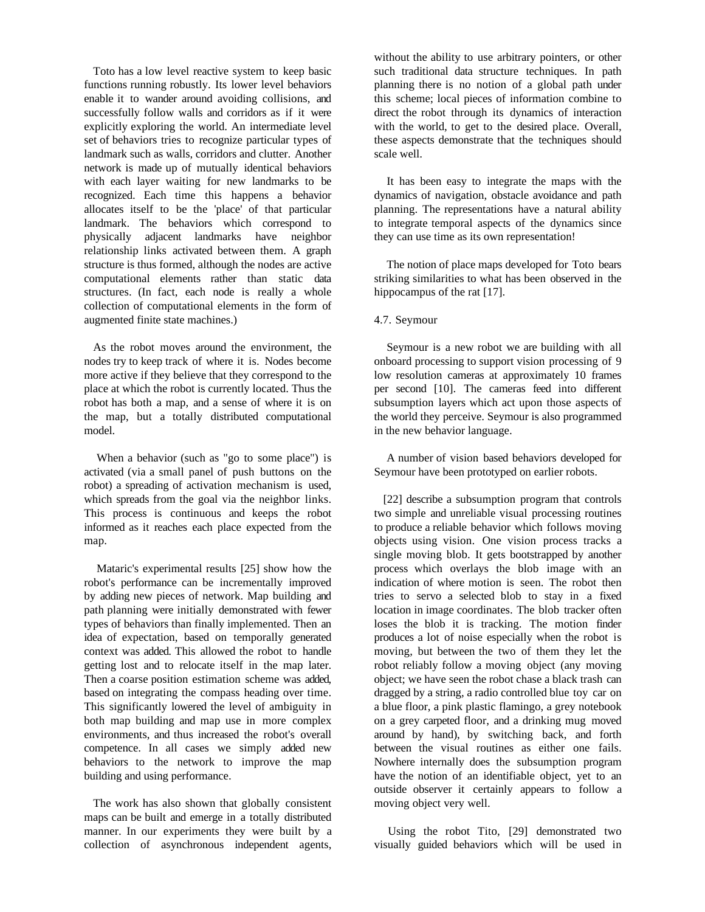Toto has a low level reactive system to keep basic functions running robustly. Its lower level behaviors enable it to wander around avoiding collisions, and successfully follow walls and corridors as if it were explicitly exploring the world. An intermediate level set of behaviors tries to recognize particular types of landmark such as walls, corridors and clutter. Another network is made up of mutually identical behaviors with each layer waiting for new landmarks to be recognized. Each time this happens a behavior allocates itself to be the 'place' of that particular landmark. The behaviors which correspond to physically adjacent landmarks have neighbor relationship links activated between them. A graph structure is thus formed, although the nodes are active computational elements rather than static data structures. (In fact, each node is really a whole collection of computational elements in the form of augmented finite state machines.)

As the robot moves around the environment, the nodes try to keep track of where it is. Nodes become more active if they believe that they correspond to the place at which the robot is currently located. Thus the robot has both a map, and a sense of where it is on the map, but a totally distributed computational model.

When a behavior (such as "go to some place") is activated (via a small panel of push buttons on the robot) a spreading of activation mechanism is used, which spreads from the goal via the neighbor links. This process is continuous and keeps the robot informed as it reaches each place expected from the map.

Mataric's experimental results [25] show how the robot's performance can be incrementally improved by adding new pieces of network. Map building and path planning were initially demonstrated with fewer types of behaviors than finally implemented. Then an idea of expectation, based on temporally generated context was added. This allowed the robot to handle getting lost and to relocate itself in the map later. Then a coarse position estimation scheme was added, based on integrating the compass heading over time. This significantly lowered the level of ambiguity in both map building and map use in more complex environments, and thus increased the robot's overall competence. In all cases we simply added new behaviors to the network to improve the map building and using performance.

The work has also shown that globally consistent maps can be built and emerge in a totally distributed manner. In our experiments they were built by a collection of asynchronous independent agents, without the ability to use arbitrary pointers, or other such traditional data structure techniques. In path planning there is no notion of a global path under this scheme; local pieces of information combine to direct the robot through its dynamics of interaction with the world, to get to the desired place. Overall, these aspects demonstrate that the techniques should scale well.

It has been easy to integrate the maps with the dynamics of navigation, obstacle avoidance and path planning. The representations have a natural ability to integrate temporal aspects of the dynamics since they can use time as its own representation!

The notion of place maps developed for Toto bears striking similarities to what has been observed in the hippocampus of the rat [17].

### 4.7. Seymour

Seymour is a new robot we are building with all onboard processing to support vision processing of 9 low resolution cameras at approximately 10 frames per second [10]. The cameras feed into different subsumption layers which act upon those aspects of the world they perceive. Seymour is also programmed in the new behavior language.

A number of vision based behaviors developed for Seymour have been prototyped on earlier robots.

[22] describe a subsumption program that controls two simple and unreliable visual processing routines to produce a reliable behavior which follows moving objects using vision. One vision process tracks a single moving blob. It gets bootstrapped by another process which overlays the blob image with an indication of where motion is seen. The robot then tries to servo a selected blob to stay in a fixed location in image coordinates. The blob tracker often loses the blob it is tracking. The motion finder produces a lot of noise especially when the robot is moving, but between the two of them they let the robot reliably follow a moving object (any moving object; we have seen the robot chase a black trash can dragged by a string, a radio controlled blue toy car on a blue floor, a pink plastic flamingo, a grey notebook on a grey carpeted floor, and a drinking mug moved around by hand), by switching back, and forth between the visual routines as either one fails. Nowhere internally does the subsumption program have the notion of an identifiable object, yet to an outside observer it certainly appears to follow a moving object very well.

Using the robot Tito, [29] demonstrated two visually guided behaviors which will be used in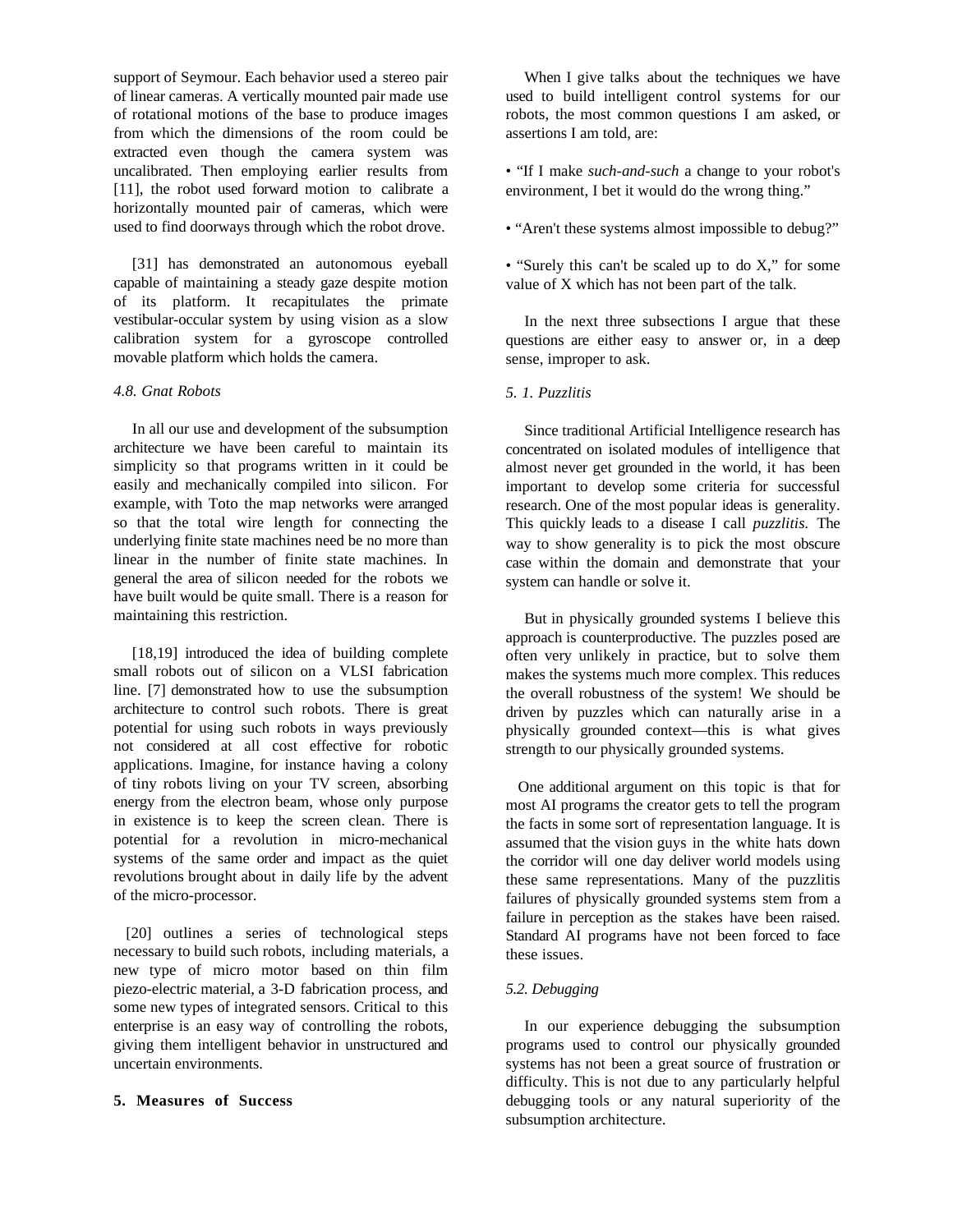support of Seymour. Each behavior used a stereo pair of linear cameras. A vertically mounted pair made use of rotational motions of the base to produce images from which the dimensions of the room could be extracted even though the camera system was uncalibrated. Then employing earlier results from [11], the robot used forward motion to calibrate a horizontally mounted pair of cameras, which were used to find doorways through which the robot drove.

[31] has demonstrated an autonomous eyeball capable of maintaining a steady gaze despite motion of its platform. It recapitulates the primate vestibular-occular system by using vision as a slow calibration system for a gyroscope controlled movable platform which holds the camera.

### *4.8. Gnat Robots*

In all our use and development of the subsumption architecture we have been careful to maintain its simplicity so that programs written in it could be easily and mechanically compiled into silicon. For example, with Toto the map networks were arranged so that the total wire length for connecting the underlying finite state machines need be no more than linear in the number of finite state machines. In general the area of silicon needed for the robots we have built would be quite small. There is a reason for maintaining this restriction.

[18,19] introduced the idea of building complete small robots out of silicon on a VLSI fabrication line. [7] demonstrated how to use the subsumption architecture to control such robots. There is great potential for using such robots in ways previously not considered at all cost effective for robotic applications. Imagine, for instance having a colony of tiny robots living on your TV screen, absorbing energy from the electron beam, whose only purpose in existence is to keep the screen clean. There is potential for a revolution in micro-mechanical systems of the same order and impact as the quiet revolutions brought about in daily life by the advent of the micro-processor.

[20] outlines a series of technological steps necessary to build such robots, including materials, a new type of micro motor based on thin film piezo-electric material, a 3-D fabrication process, and some new types of integrated sensors. Critical to this enterprise is an easy way of controlling the robots, giving them intelligent behavior in unstructured and uncertain environments.

## **5. Measures of Success**

When I give talks about the techniques we have used to build intelligent control systems for our robots, the most common questions I am asked, or assertions I am told, are:

- "If I make *such-and-such* a change to your robot's environment, I bet it would do the wrong thing."
- "Aren't these systems almost impossible to debug?"
- "Surely this can't be scaled up to do X," for some value of X which has not been part of the talk.

In the next three subsections I argue that these questions are either easy to answer or, in a deep sense, improper to ask.

### *5. 1. Puzzlitis*

Since traditional Artificial Intelligence research has concentrated on isolated modules of intelligence that almost never get grounded in the world, it has been important to develop some criteria for successful research. One of the most popular ideas is generality. This quickly leads to a disease I call *puzzlitis*. The way to show generality is to pick the most obscure case within the domain and demonstrate that your system can handle or solve it.

But in physically grounded systems I believe this approach is counterproductive. The puzzles posed are often very unlikely in practice, but to solve them makes the systems much more complex. This reduces the overall robustness of the system! We should be driven by puzzles which can naturally arise in a physically grounded context—this is what gives strength to our physically grounded systems.

One additional argument on this topic is that for most AI programs the creator gets to tell the program the facts in some sort of representation language. It is assumed that the vision guys in the white hats down the corridor will one day deliver world models using these same representations. Many of the puzzlitis failures of physically grounded systems stem from a failure in perception as the stakes have been raised. Standard AI programs have not been forced to face these issues.

### *5.2. Debugging*

In our experience debugging the subsumption programs used to control our physically grounded systems has not been a great source of frustration or difficulty. This is not due to any particularly helpful debugging tools or any natural superiority of the subsumption architecture.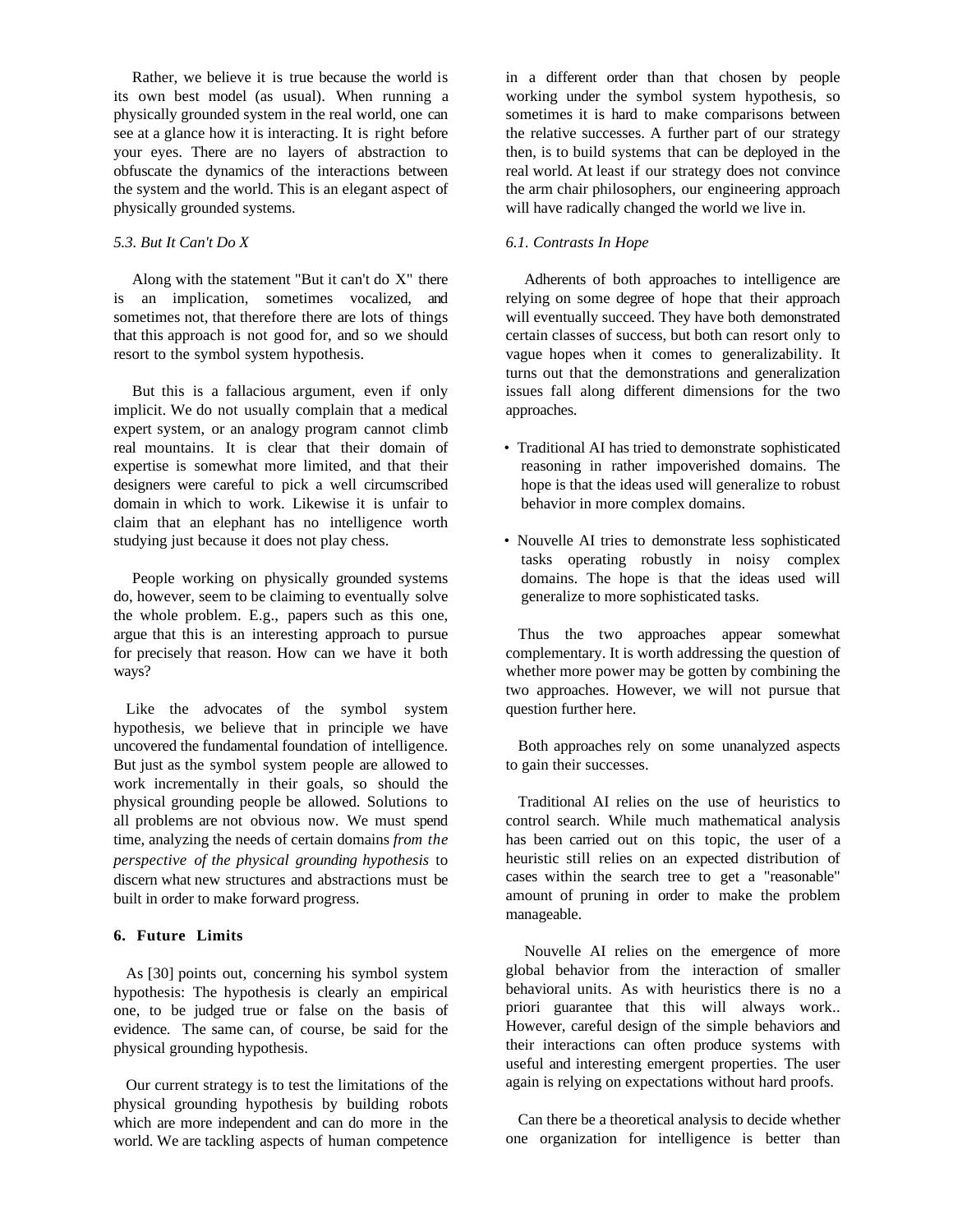Rather, we believe it is true because the world is its own best model (as usual). When running a physically grounded system in the real world, one can see at a glance how it is interacting. It is right before your eyes. There are no layers of abstraction to obfuscate the dynamics of the interactions between the system and the world. This is an elegant aspect of physically grounded systems.

### *5.3. But It Can't Do X*

Along with the statement "But it can't do X" there is an implication, sometimes vocalized, and sometimes not, that therefore there are lots of things that this approach is not good for, and so we should resort to the symbol system hypothesis.

But this is a fallacious argument, even if only implicit. We do not usually complain that a medical expert system, or an analogy program cannot climb real mountains. It is clear that their domain of expertise is somewhat more limited, and that their designers were careful to pick a well circumscribed domain in which to work. Likewise it is unfair to claim that an elephant has no intelligence worth studying just because it does not play chess.

People working on physically grounded systems do, however, seem to be claiming to eventually solve the whole problem. E.g., papers such as this one, argue that this is an interesting approach to pursue for precisely that reason. How can we have it both ways?

Like the advocates of the symbol system hypothesis, we believe that in principle we have uncovered the fundamental foundation of intelligence. But just as the symbol system people are allowed to work incrementally in their goals, so should the physical grounding people be allowed. Solutions to all problems are not obvious now. We must spend time, analyzing the needs of certain domains *from the perspective of the physical grounding hypothesis* to discern what new structures and abstractions must be built in order to make forward progress.

## 6. Future Limits

As [30] points out, concerning his symbol system hypothesis: The hypothesis is clearly an empirical one, to be judged true or false on the basis of evidence. The same can, of course, be said for the physical grounding hypothesis.

Our current strategy is to test the limitations of the physical grounding hypothesis by building robots which are more independent and can do more in the world. We are tackling aspects of human competence in a different order than that chosen by people working under the symbol system hypothesis, so sometimes it is hard to make comparisons between the relative successes. A further part of our strategy then, is to build systems that can be deployed in the real world. At least if our strategy does not convince the arm chair philosophers, our engineering approach will have radically changed the world we live in.

### *6.1. Contrasts In Hope*

Adherents of both approaches to intelligence are relying on some degree of hope that their approach will eventually succeed. They have both demonstrated certain classes of success, but both can resort only to vague hopes when it comes to generalizability. It turns out that the demonstrations and generalization issues fall along different dimensions for the two approaches.

- Traditional AI has tried to demonstrate sophisticated reasoning in rather impoverished domains. The hope is that the ideas used will generalize to robust behavior in more complex domains.

- Nouvelle AI tries to demonstrate less sophisticated tasks operating robustly in noisy complex domains. The hope is that the ideas used will generalize to more sophisticated tasks.

Thus the two approaches appear somewhat complementary. It is worth addressing the question of whether more power may be gotten by combining the two approaches. However, we will not pursue that question further here.

Both approaches rely on some unanalyzed aspects to gain their successes.

Traditional AI relies on the use of heuristics to control search. While much mathematical analysis has been carried out on this topic, the user of a heuristic still relies on an expected distribution of cases within the search tree to get a "reasonable" amount of pruning in order to make the problem manageable.

Nouvelle AI relies on the emergence of more global behavior from the interaction of smaller behavioral units. As with heuristics there is no a priori guarantee that this will always work.. However, careful design of the simple behaviors and their interactions can often produce systems with useful and interesting emergent properties. The user again is relying on expectations without hard proofs.

Can there be a theoretical analysis to decide whether one organization for intelligence is better than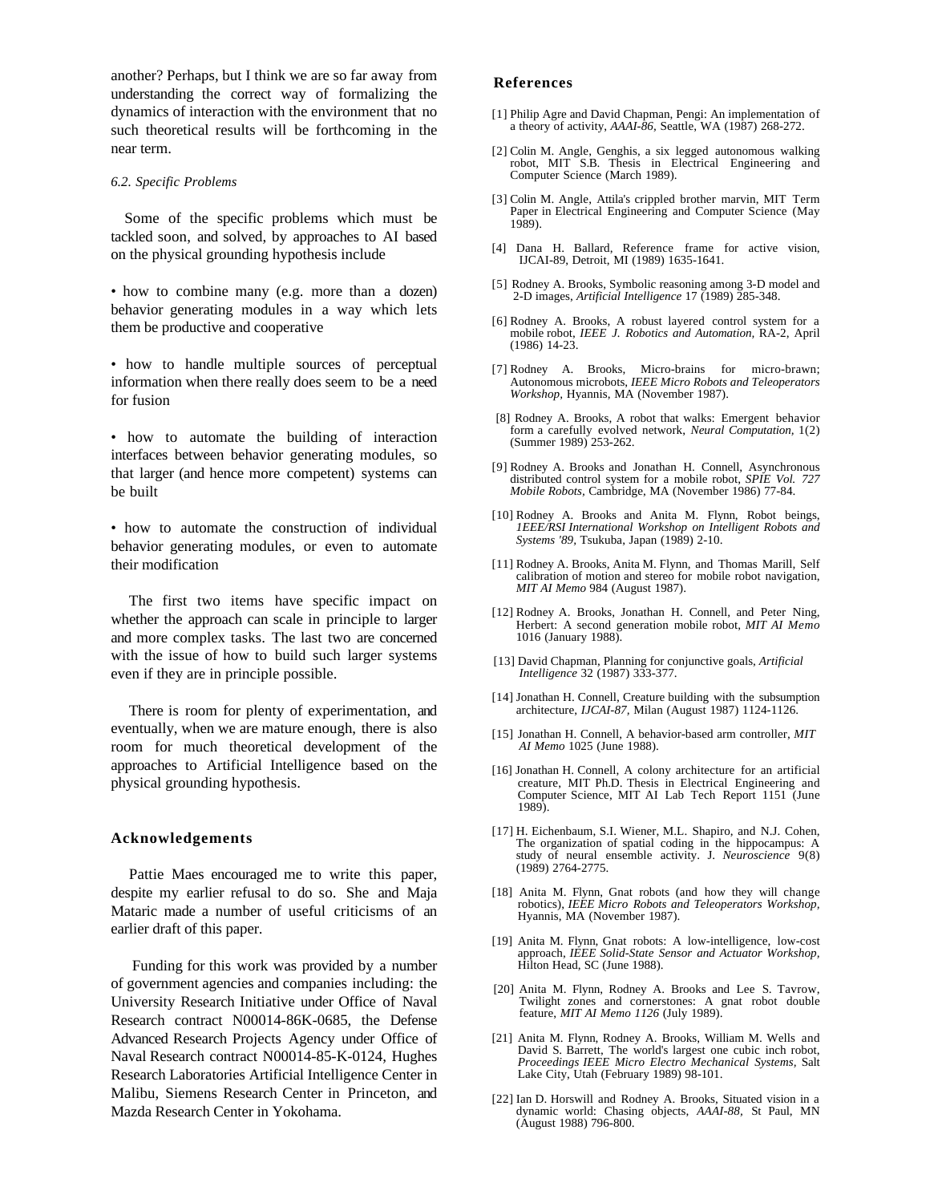another? Perhaps, but I think we are so far away from understanding the correct way of formalizing the dynamics of interaction with the environment that no such theoretical results will be forthcoming in the near term.

*6.2. Specific Problems*

Some of the specific problems which must be tackled soon, and solved, by approaches to AI based on the physical grounding hypothesis include

- how to combine many (e.g. more than a dozen) behavior generating modules in a way which lets them be productive and cooperative

- how to handle multiple sources of perceptual information when there really does seem to be a need for fusion

- how to automate the building of interaction interfaces between behavior generating modules, so that larger (and hence more competent) systems can be built

- how to automate the construction of individual behavior generating modules, or even to automate their modification

The first two items have specific impact on whether the approach can scale in principle to larger and more complex tasks. The last two are concerned with the issue of how to build such larger systems even if they are in principle possible.

There is room for plenty of experimentation, and eventually, when we are mature enough, there is also room for much theoretical development of the approaches to Artificial Intelligence based on the physical grounding hypothesis.

## Acknowledgements

Pattie Maes encouraged me to write this paper, despite my earlier refusal to do so. She and Maja Mataric made a number of useful criticisms of an earlier draft of this paper.

Funding for this work was provided by a number of government agencies and companies including: the University Research Initiative under Office of Naval Research contract N00014-86K-0685, the Defense Advanced Research Projects Agency under Office of Naval Research contract N00014-85-K-0124, Hughes Research Laboratories Artificial Intelligence Center in Malibu, Siemens Research Center in Princeton, and Mazda Research Center in Yokohama.

## References

[1] Philip Agre and David Chapman, Pengi: An implementation of a theory of activity, *AAAI-86*, Seattle, WA (1987) 268-272.

[2] Colin M. Angle, Genghis, a six legged autonomous walking robot, MIT S.B. Thesis in Electrical Engineering and Computer Science (March 1989).

[3] Colin M. Angle, Attila's crippled brother marvin, MIT Term Paper in Electrical Engineering and Computer Science (May 1989).

[4] Dana H. Ballard, Reference frame for active vision, IJCAI-89, Detroit, MI (1989) 1635-1641.

[5] Rodney A. Brooks, Symbolic reasoning among 3-D model and 2-D images, *Artificial Intelligence* 17 (1989) 285-348.

[6] Rodney A. Brooks, A robust layered control system for a mobile robot, *IEEE J. Robotics and Automation*, RA-2, April (1986) 14-23.

[7] Rodney A. Brooks, Micro-brains for micro-brawn; Autonomous microbots, *IEEE Micro Robots and Teleoperators Workshop*, Hyannis, MA (November 1987).

[8] Rodney A. Brooks, A robot that walks: Emergent behavior form a carefully evolved network, *Neural Computation*, 1(2) (Summer 1989) 253-262.

[9] Rodney A. Brooks and Jonathan H. Connell, Asynchronous distributed control system for a mobile robot, *SPIE Vol. 727 Mobile Robots*, Cambridge, MA (November 1986) 77-84.

[10] Rodney A. Brooks and Anita M. Flynn, Robot beings, *1EEE/RSI International Workshop on Intelligent Robots and Systems '89*, Tsukuba, Japan (1989) 2-10.

[11] Rodney A. Brooks, Anita M. Flynn, and Thomas Marill, Self calibration of motion and stereo for mobile robot navigation, *MIT AI Memo* 984 (August 1987).

[12] Rodney A. Brooks, Jonathan H. Connell, and Peter Ning, Herbert: A second generation mobile robot, *MIT AI Memo* 1016 (January 1988).

[13] David Chapman, Planning for conjunctive goals, *Artificial Intelligence* 32 (1987) 333-377.

[14] Jonathan H. Connell, Creature building with the subsumption architecture, *IJCAI-87*, Milan (August 1987) 1124-1126.

[15] Jonathan H. Connell, A behavior-based arm controller, *MIT AI Memo* 1025 (June 1988).

[16] Jonathan H. Connell, A colony architecture for an artificial creature, MIT Ph.D. Thesis in Electrical Engineering and Computer Science, MIT AI Lab Tech Report 1151 (June 1989).

[17] H. Eichenbaum, S.I. Wiener, M.L. Shapiro, and N.J. Cohen, The organization of spatial coding in the hippocampus: A study of neural ensemble activity. J. *Neuroscience* 9(8) (1989) 2764-2775.

[18] Anita M. Flynn, Gnat robots (and how they will change robotics), *IEEE Micro Robots and Teleoperators Workshop*, Hyannis, MA (November 1987).

[19] Anita M. Flynn, Gnat robots: A low-intelligence, low-cost approach, *IEEE Solid-State Sensor and Actuator Workshop*, Hilton Head, SC (June 1988).

[20] Anita M. Flynn, Rodney A. Brooks and Lee S. Tavrow, Twilight zones and cornerstones: A gnat robot double feature, *MIT AI Memo 1126* (July 1989).

[21] Anita M. Flynn, Rodney A. Brooks, William M. Wells and David S. Barrett, The world's largest one cubic inch robot, *Proceedings IEEE Micro Electro Mechanical Systems*, Salt Lake City, Utah (February 1989) 98-101.

[22] Ian D. Horswill and Rodney A. Brooks, Situated vision in a dynamic world: Chasing objects, *AAAI-88*, St Paul, MN (August 1988) 796-800.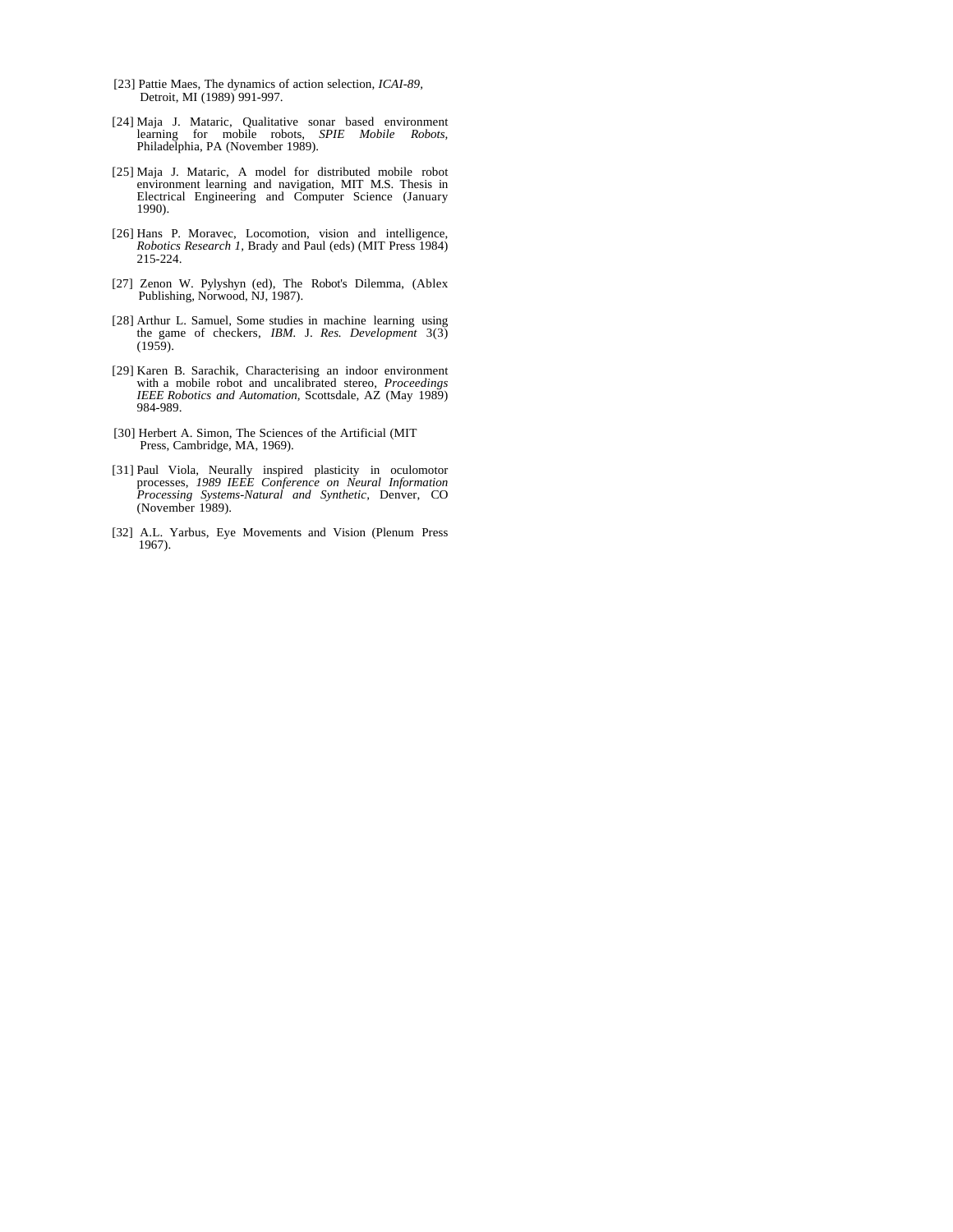[23] Pattie Maes, The dynamics of action selection, *ICAI-89*, Detroit, MI (1989) 991-997.

[24] Maja J. Mataric, Qualitative sonar based environment learning for mobile robots, *SPIE Mobile Robots*, Philadelphia, PA (November 1989).

[25] Maja J. Mataric, A model for distributed mobile robot environment learning and navigation, MIT M.S. Thesis in Electrical Engineering and Computer Science (January 1990).

[26] Hans P. Moravec, Locomotion, vision and intelligence, *Robotics Research 1*, Brady and Paul (eds) (MIT Press 1984) 215-224.

[27] Zenon W. Pylyshyn (ed), The Robot's Dilemma, (Ablex Publishing, Norwood, NJ, 1987).

[28] Arthur L. Samuel, Some studies in machine learning using the game of checkers, *IBM.* J. *Res. Development* 3(3) (1959).

[29] Karen B. Sarachik, Characterising an indoor environment with a mobile robot and uncalibrated stereo, *Proceedings IEEE Robotics and Automation*, Scottsdale, AZ (May 1989) 984-989.

[30] Herbert A. Simon, The Sciences of the Artificial (MIT Press, Cambridge, MA, 1969).

[31] Paul Viola, Neurally inspired plasticity in oculomotor processes, *1989 IEEE Conference on Neural Information Processing Systems-Natural and Synthetic*, Denver, CO (November 1989).

[32] A.L. Yarbus, Eye Movements and Vision (Plenum Press 1967).